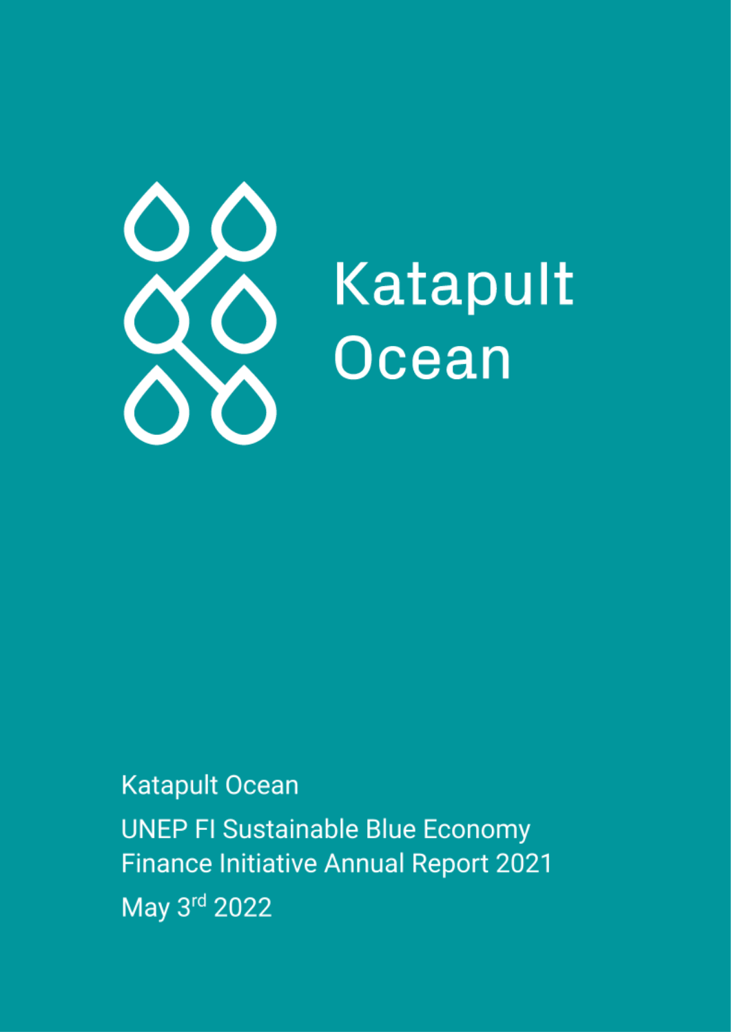# Katapult Ocean

Katapult Ocean

UNEP FI Sustainable Blue Economy Finance Initiative Annual Report 2021

May 3rd 2022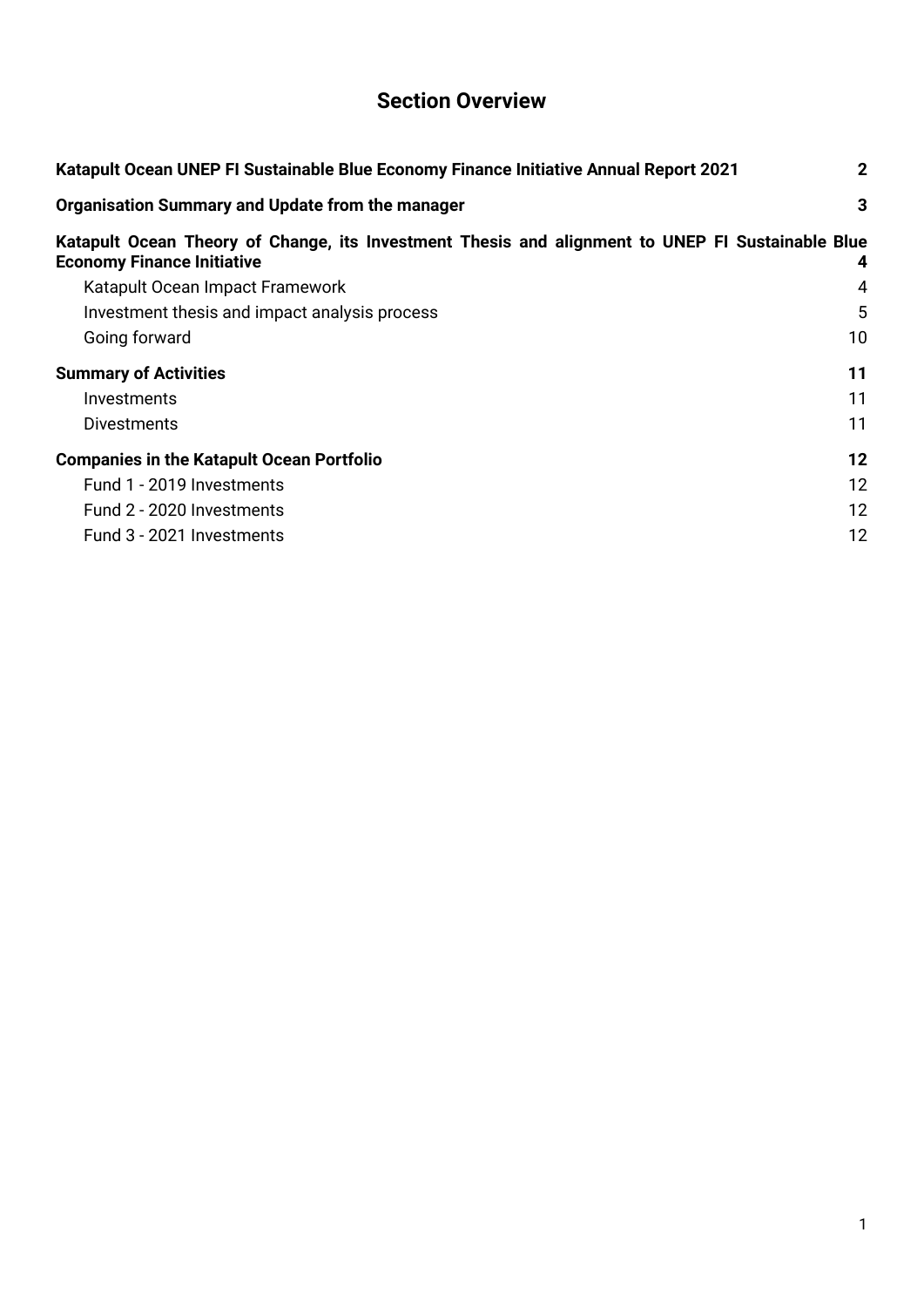# Section Overview

**Katapult Ocean UNEP FI Sustainable Blue Economy Finance Initiative Annual Report 2021** **2**

**Organisation Summary and Update from the manager** **3**

**Katapult Ocean Theory of Change, its Investment Thesis and alignment to UNEP FI Sustainable Blue Economy Finance Initiative** **4**

- Katapult Ocean Impact Framework 4
- Investment thesis and impact analysis process 5
- Going forward 10

**Summary of Activities** **11**

- Investments 11
- Divestments 11

**Companies in the Katapult Ocean Portfolio** **12**

- Fund 1 - 2019 Investments 12
- Fund 2 - 2020 Investments 12
- Fund 3 - 2021 Investments 12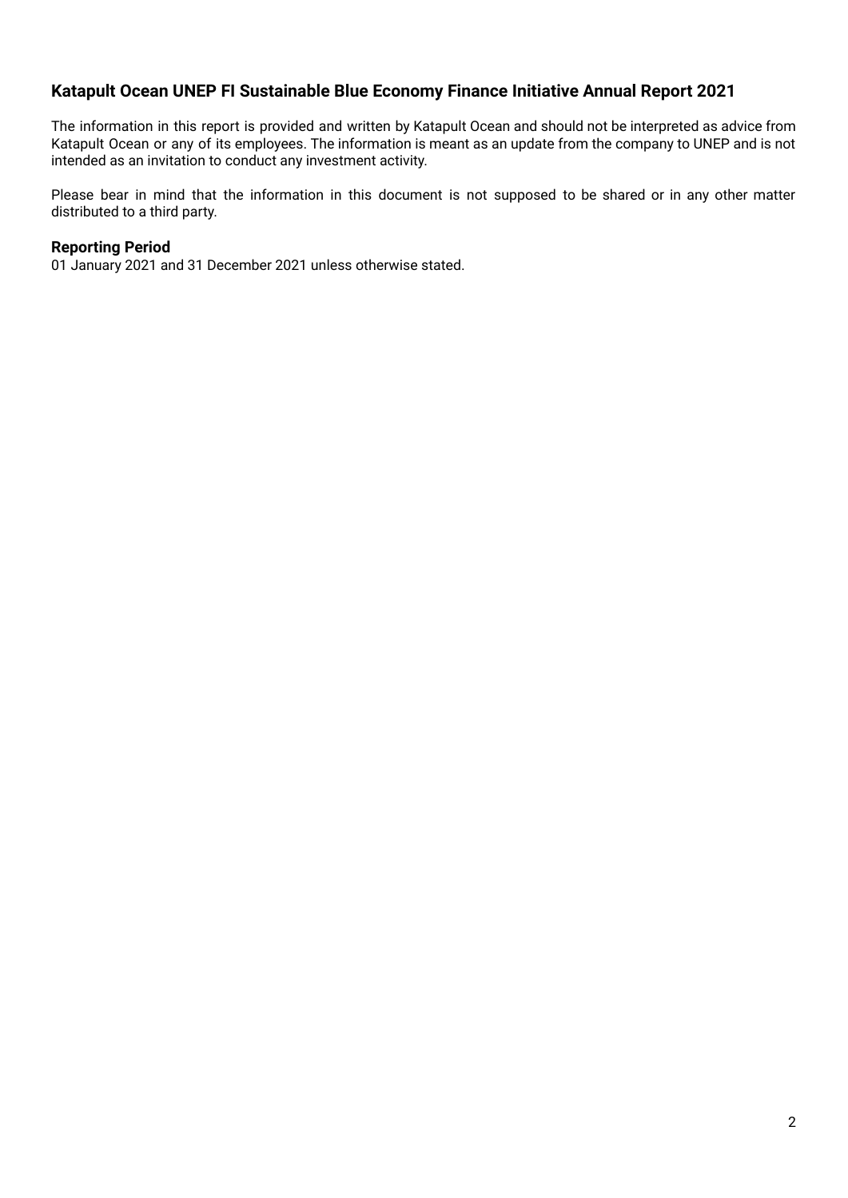## Katapult Ocean UNEP FI Sustainable Blue Economy Finance Initiative Annual Report 2021

The information in this report is provided and written by Katapult Ocean and should not be interpreted as advice from Katapult Ocean or any of its employees. The information is meant as an update from the company to UNEP and is not intended as an invitation to conduct any investment activity.

Please bear in mind that the information in this document is not supposed to be shared or in any other matter distributed to a third party.

### Reporting Period

01 January 2021 and 31 December 2021 unless otherwise stated.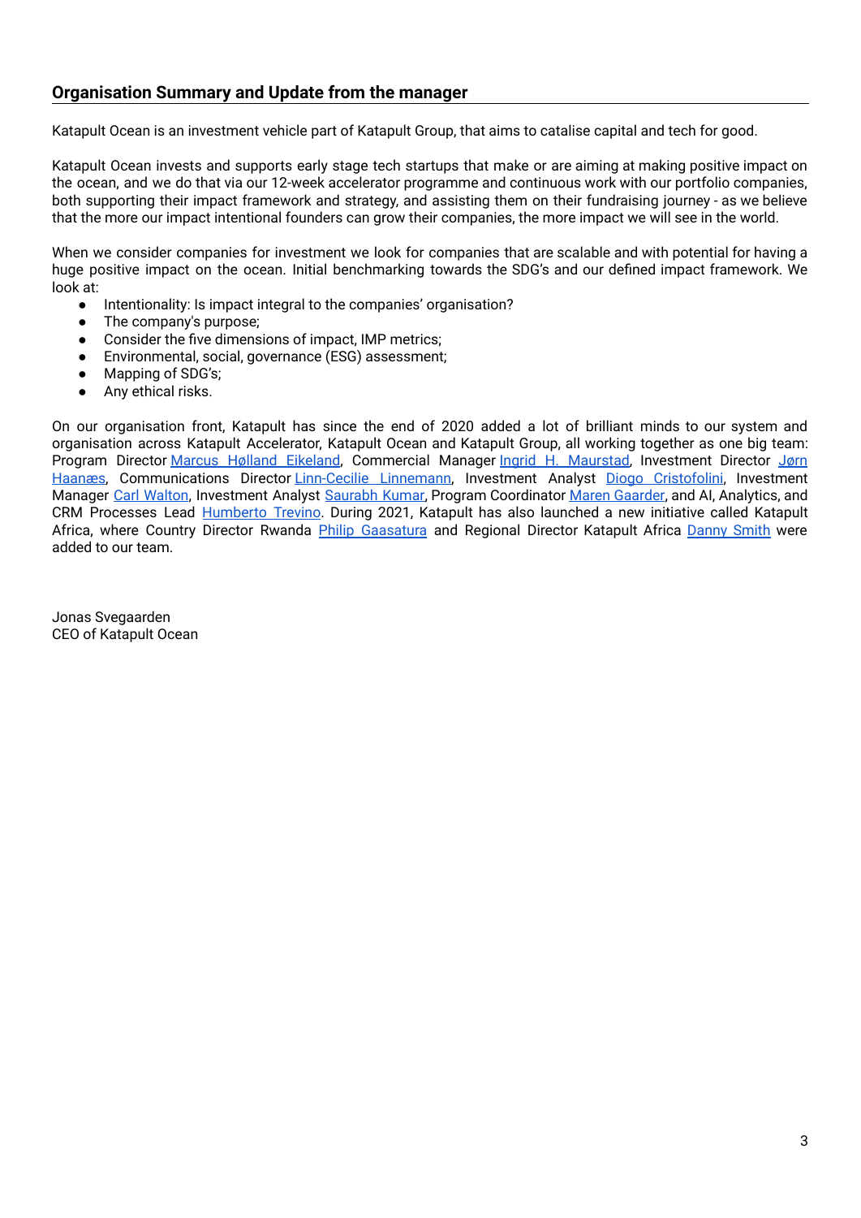## Organisation Summary and Update from the manager

Katapult Ocean is an investment vehicle part of Katapult Group, that aims to catalise capital and tech for good.

Katapult Ocean invests and supports early stage tech startups that make or are aiming at making positive impact on the ocean, and we do that via our 12-week accelerator programme and continuous work with our portfolio companies, both supporting their impact framework and strategy, and assisting them on their fundraising journey - as we believe that the more our impact intentional founders can grow their companies, the more impact we will see in the world.

When we consider companies for investment we look for companies that are scalable and with potential for having a huge positive impact on the ocean. Initial benchmarking towards the SDG's and our defined impact framework. We look at:

- Intentionality: Is impact integral to the companies' organisation?
- The company's purpose;
- Consider the five dimensions of impact, IMP metrics;
- Environmental, social, governance (ESG) assessment;
- Mapping of SDG's;
- Any ethical risks.

On our organisation front, Katapult has since the end of 2020 added a lot of brilliant minds to our system and organisation across Katapult Accelerator, Katapult Ocean and Katapult Group, all working together as one big team: Program Director Marcus Hølland Eikeland, Commercial Manager Ingrid H. Maurstad, Investment Director Jørn Haanæs, Communications Director Linn-Cecilie Linnemann, Investment Analyst Diogo Cristofolini, Investment Manager Carl Walton, Investment Analyst Saurabh Kumar, Program Coordinator Maren Gaarder, and AI, Analytics, and CRM Processes Lead Humberto Trevino. During 2021, Katapult has also launched a new initiative called Katapult Africa, where Country Director Rwanda Philip Gaasatura and Regional Director Katapult Africa Danny Smith were added to our team.

Jonas Svegaarden
CEO of Katapult Ocean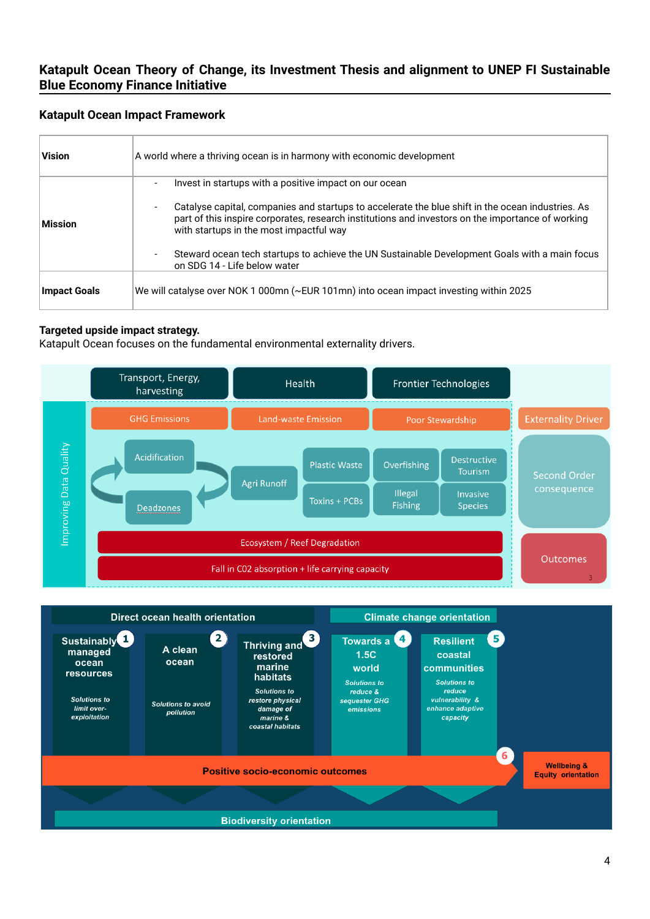## Katapult Ocean Theory of Change, its Investment Thesis and alignment to UNEP FI Sustainable Blue Economy Finance Initiative

### Katapult Ocean Impact Framework

| | |
|---|---|
| **Vision** | A world where a thriving ocean is in harmony with economic development |
| **Mission** | - Invest in startups with a positive impact on our ocean<br>- Catalyse capital, companies and startups to accelerate the blue shift in the ocean industries. As part of this inspire corporates, research institutions and investors on the importance of working with startups in the most impactful way<br>- Steward ocean tech startups to achieve the UN Sustainable Development Goals with a main focus on SDG 14 - Life below water |
| **Impact Goals** | We will catalyse over NOK 1 000mn (~EUR 101mn) into ocean impact investing within 2025 |

**Targeted upside impact strategy.**
Katapult Ocean focuses on the fundamental environmental externality drivers.

Transport, Energy, harvesting | Health | Frontier Technologies

Improving Data Quality

Externality Driver: GHG Emissions | Land-waste Emission | Poor Stewardship

Second Order consequence: Acidification, Deadzones, Agri Runoff, Plastic Waste, Toxins + PCBs, Overfishing, Illegal Fishing, Destructive Tourism, Invasive Species

Outcomes: Ecosystem / Reef Degradation; Fall in C02 absorption + life carrying capacity

Direct ocean health orientation | Climate change orientation

1. **Sustainably managed ocean resources** — *Solutions to limit over-exploitation*
2. **A clean ocean** — *Solutions to avoid pollution*
3. **Thriving and restored marine habitats** — *Solutions to restore physical damage of marine & coastal habitats*
4. **Towards a 1.5C world** — *Solutions to reduce & sequester GHG emissions*
5. **Resilient coastal communities** — *Solutions to reduce vulnerability & enhance adaptive capacity*
6. **Positive socio-economic outcomes** — Wellbeing & Equity orientation

Biodiversity orientation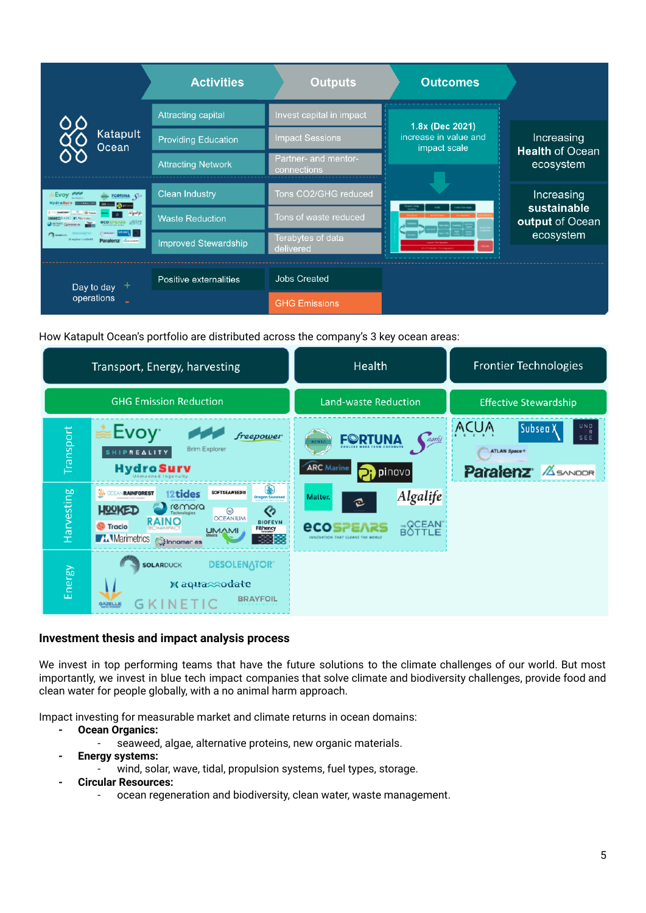| | Activities | Outputs | Outcomes | |
|---|---|---|---|---|
| Katapult Ocean | Attracting capital | Invest capital in impact | 1.8x (Dec 2021) increase in value and impact scale | Increasing **Health** of Ocean ecosystem |
| | Providing Education | Impact Sessions | | |
| | Attracting Network | Partner- and mentor-connections | | |
| | Clean Industry | Tons CO2/GHG reduced | | Increasing **sustainable output** of Ocean ecosystem |
| | Waste Reduction | Tons of waste reduced | | |
| | Improved Stewardship | Terabytes of data delivered | | |
| Day to day operations + | Positive externalities | Jobs Created | | |
| Day to day operations - | | GHG Emissions | | |

How Katapult Ocean's portfolio are distributed across the company's 3 key ocean areas:

| | Transport, Energy, harvesting | Health | Frontier Technologies |
|---|---|---|---|
| | GHG Emission Reduction | Land-waste Reduction | Effective Stewardship |
| Transport | Evoy, Freepower, Brim Explorer, Shipreality, HydroSurv | Fortuna, Saarfti, ARC Marine, Pinovo, Matter, Algalife, Ecospears, The Ocean Bottle | ACUA, Subsea X, Under See, Atlan Space, Paralenz, Sanoor |
| Harvesting | Ocean Rainforest, 12tides, Soft Seaweed, Oregon Seaweed, Hooked, Remora Technologies, Oceanium, Biofeyn, Tracio, Raino, Umami Meats, Fithency, Marimetrics, Innomar | | |
| Energy | Solarduck, Desolenator, Aquaaccodate, Gazelle, Kinetic, Brayfoil | | |

### Investment thesis and impact analysis process

We invest in top performing teams that have the future solutions to the climate challenges of our world. But most importantly, we invest in blue tech impact companies that solve climate and biodiversity challenges, provide food and clean water for people globally, with a no animal harm approach.

Impact investing for measurable market and climate returns in ocean domains:

- **Ocean Organics:**
  - seaweed, algae, alternative proteins, new organic materials.
- **Energy systems:**
  - wind, solar, wave, tidal, propulsion systems, fuel types, storage.
- **Circular Resources:**
  - ocean regeneration and biodiversity, clean water, waste management.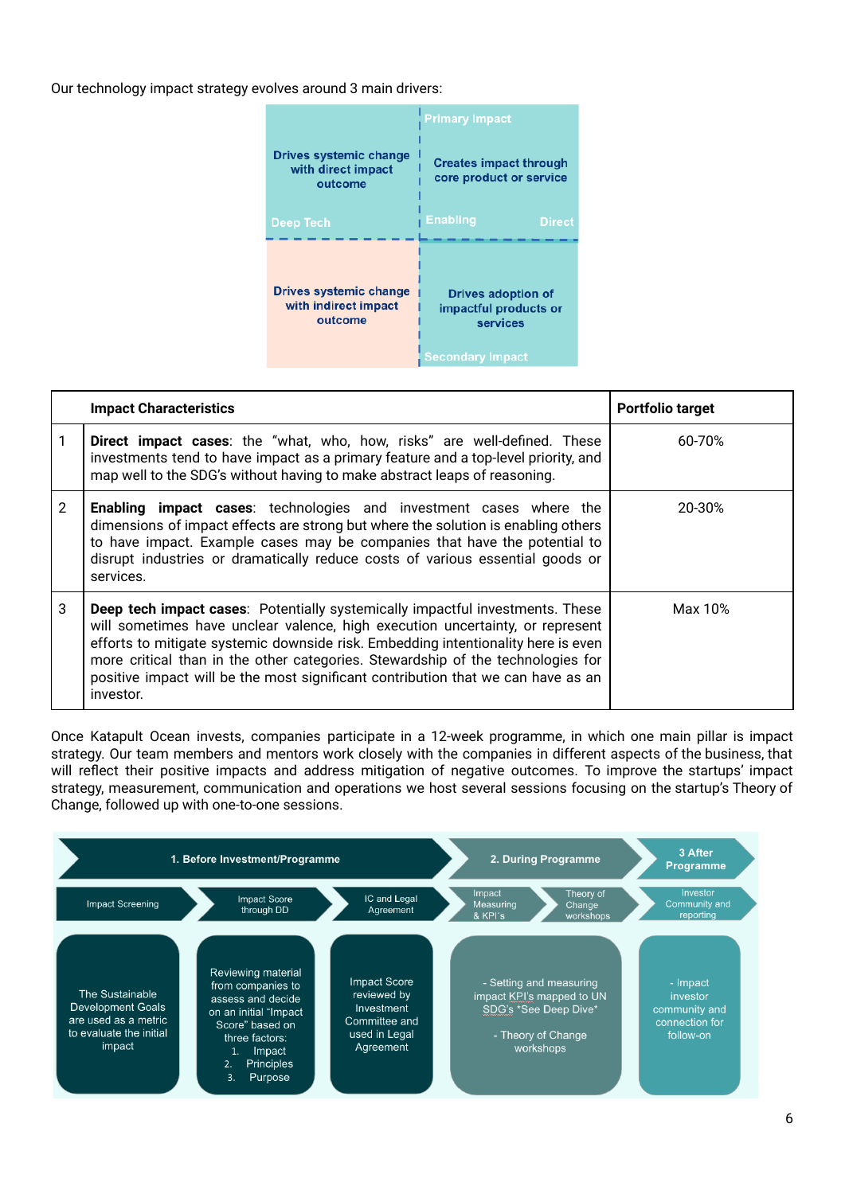Our technology impact strategy evolves around 3 main drivers:

| Deep Tech | Enabling / Direct |
|---|---|
| Drives systemic change with direct impact outcome | Primary Impact — Creates impact through core product or service |
| Drives systemic change with indirect impact outcome | Drives adoption of impactful products or services — Secondary Impact |

| | Impact Characteristics | Portfolio target |
|---|---|---|
| 1 | **Direct impact cases**: the "what, who, how, risks" are well-defined. These investments tend to have impact as a primary feature and a top-level priority, and map well to the SDG's without having to make abstract leaps of reasoning. | 60-70% |
| 2 | **Enabling impact cases**: technologies and investment cases where the dimensions of impact effects are strong but where the solution is enabling others to have impact. Example cases may be companies that have the potential to disrupt industries or dramatically reduce costs of various essential goods or services. | 20-30% |
| 3 | **Deep tech impact cases**: Potentially systemically impactful investments. These will sometimes have unclear valence, high execution uncertainty, or represent efforts to mitigate systemic downside risk. Embedding intentionality here is even more critical than in the other categories. Stewardship of the technologies for positive impact will be the most significant contribution that we can have as an investor. | Max 10% |

Once Katapult Ocean invests, companies participate in a 12-week programme, in which one main pillar is impact strategy. Our team members and mentors work closely with the companies in different aspects of the business, that will reflect their positive impacts and address mitigation of negative outcomes. To improve the startups' impact strategy, measurement, communication and operations we host several sessions focusing on the startup's Theory of Change, followed up with one-to-one sessions.

| 1. Before Investment/Programme | | | 2. During Programme | | 3 After Programme |
|---|---|---|---|---|---|
| Impact Screening | Impact Score through DD | IC and Legal Agreement | Impact Measuring & KPI's | Theory of Change workshops | Investor Community and reporting |
| The Sustainable Development Goals are used as a metric to evaluate the initial impact | Reviewing material from companies to assess and decide on an initial "Impact Score" based on three factors: 1. Impact 2. Principles 3. Purpose | Impact Score reviewed by Investment Committee and used in Legal Agreement | - Setting and measuring impact KPI's mapped to UN SDG's *See Deep Dive* - Theory of Change workshops | | - Impact investor community and connection for follow-on |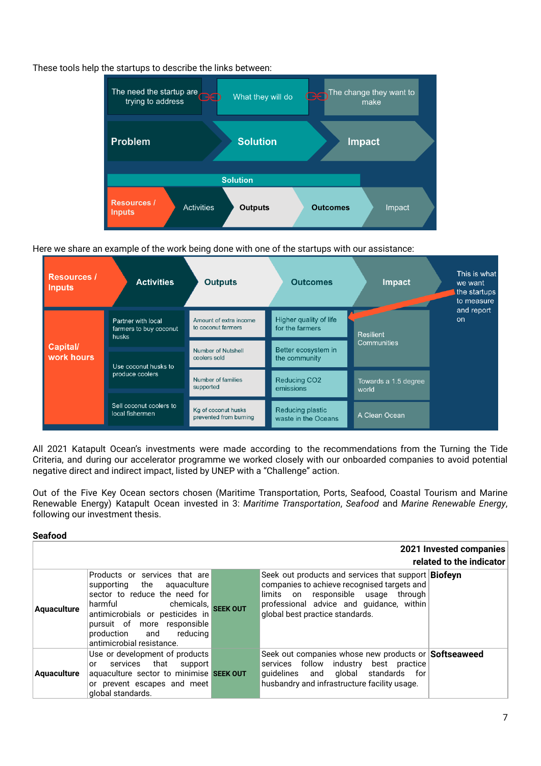These tools help the startups to describe the links between:

| The need the startup are trying to address | What they will do | The change they want to make |
|---|---|---|
| **Problem** | **Solution** | **Impact** |

| Solution | | | | |
|---|---|---|---|---|
| **Resources / Inputs** | Activities | **Outputs** | **Outcomes** | Impact |

Here we share an example of the work being done with one of the startups with our assistance:

| **Resources / Inputs** | **Activities** | **Outputs** | **Outcomes** | **Impact** |
|---|---|---|---|---|
| **Capital/ work hours** | Partner with local farmers to buy coconut husks | Amount of extra income to coconut farmers | Higher quality of life for the farmers | Resilient Communities |
| | Use coconut husks to produce coolers | Number of Nutshell coolers sold | Better ecosystem in the community | |
| | | Number of families supported | Reducing $CO_2$ emissions | Towards a 1.5 degree world |
| | Sell coconut coolers to local fishermen | Kg of coconut husks prevented from burning | Reducing plastic waste in the Oceans | A Clean Ocean |

This is what we want the startups to measure and report on

All 2021 Katapult Ocean's investments were made according to the recommendations from the Turning the Tide Criteria, and during our accelerator programme we worked closely with our onboarded companies to avoid potential negative direct and indirect impact, listed by UNEP with a "Challenge" action.

Out of the Five Key Ocean sectors chosen (Maritime Transportation, Ports, Seafood, Coastal Tourism and Marine Renewable Energy) Katapult Ocean invested in 3: *Maritime Transportation*, *Seafood* and *Marine Renewable Energy*, following our investment thesis.

**Seafood**

| | | | | **2021 Invested companies related to the indicator** |
|---|---|---|---|---|
| **Aquaculture** | Products or services that are supporting the aquaculture sector to reduce the need for harmful chemicals, antimicrobials or pesticides in pursuit of more responsible production and reducing antimicrobial resistance. | **SEEK OUT** | Seek out products and services that support companies to achieve recognised targets and limits on responsible usage through professional advice and guidance, within global best practice standards. | **Biofeyn** |
| **Aquaculture** | Use or development of products or services that support aquaculture sector to minimise or prevent escapes and meet global standards. | **SEEK OUT** | Seek out companies whose new products or services follow industry best practice guidelines and global standards for husbandry and infrastructure facility usage. | **Softseaweed** |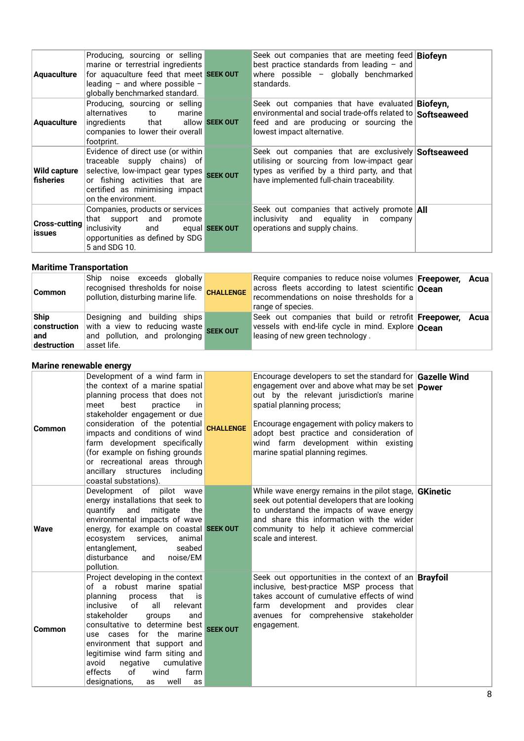| | | | | |
|---|---|---|---|---|
| **Aquaculture** | Producing, sourcing or selling marine or terrestrial ingredients for aquaculture feed that meet leading – and where possible – globally benchmarked standard. | **SEEK OUT** | Seek out companies that are meeting feed best practice standards from leading – and where possible – globally benchmarked standards. | **Biofeyn** |
| **Aquaculture** | Producing, sourcing or selling alternatives to marine ingredients that allow companies to lower their overall footprint. | **SEEK OUT** | Seek out companies that have evaluated environmental and social trade-offs related to feed and are producing or sourcing the lowest impact alternative. | **Biofeyn, Softseaweed** |
| **Wild capture fisheries** | Evidence of direct use (or within traceable supply chains) of selective, low-impact gear types or fishing activities that are certified as minimising impact on the environment. | **SEEK OUT** | Seek out companies that are exclusively utilising or sourcing from low-impact gear types as verified by a third party, and that have implemented full-chain traceability. | **Softseaweed** |
| **Cross-cutting issues** | Companies, products or services that support and promote inclusivity and equal opportunities as defined by SDG 5 and SDG 10. | **SEEK OUT** | Seek out companies that actively promote inclusivity and equality in company operations and supply chains. | **All** |

### Maritime Transportation

| | | | | |
|---|---|---|---|---|
| **Common** | Ship noise exceeds globally recognised thresholds for noise pollution, disturbing marine life. | **CHALLENGE** | Require companies to reduce noise volumes across fleets according to latest scientific recommendations on noise thresholds for a range of species. | **Freepower, Acua Ocean** |
| **Ship construction and destruction** | Designing and building ships with a view to reducing waste and pollution, and prolonging asset life. | **SEEK OUT** | Seek out companies that build or retrofit vessels with end-life cycle in mind. Explore leasing of new green technology . | **Freepower, Acua Ocean** |

### Marine renewable energy

| | | | | |
|---|---|---|---|---|
| **Common** | Development of a wind farm in the context of a marine spatial planning process that does not meet best practice in stakeholder engagement or due consideration of the potential impacts and conditions of wind farm development specifically (for example on fishing grounds or recreational areas through ancillary structures including coastal substations). | **CHALLENGE** | Encourage developers to set the standard for engagement over and above what may be set out by the relevant jurisdiction's marine spatial planning process;<br><br>Encourage engagement with policy makers to adopt best practice and consideration of wind farm development within existing marine spatial planning regimes. | **Gazelle Wind Power** |
| **Wave** | Development of pilot wave energy installations that seek to quantify and mitigate the environmental impacts of wave energy, for example on coastal ecosystem services, animal entanglement, seabed disturbance and noise/EM pollution. | **SEEK OUT** | While wave energy remains in the pilot stage, seek out potential developers that are looking to understand the impacts of wave energy and share this information with the wider community to help it achieve commercial scale and interest. | **GKinetic** |
| **Common** | Project developing in the context of a robust marine spatial planning process that is inclusive of all relevant stakeholder groups and consultative to determine best use cases for the marine environment that support and legitimise wind farm siting and avoid negative cumulative effects of wind farm designations, as well as | **SEEK OUT** | Seek out opportunities in the context of an inclusive, best-practice MSP process that takes account of cumulative effects of wind farm development and provides clear avenues for comprehensive stakeholder engagement. | **Brayfoil** |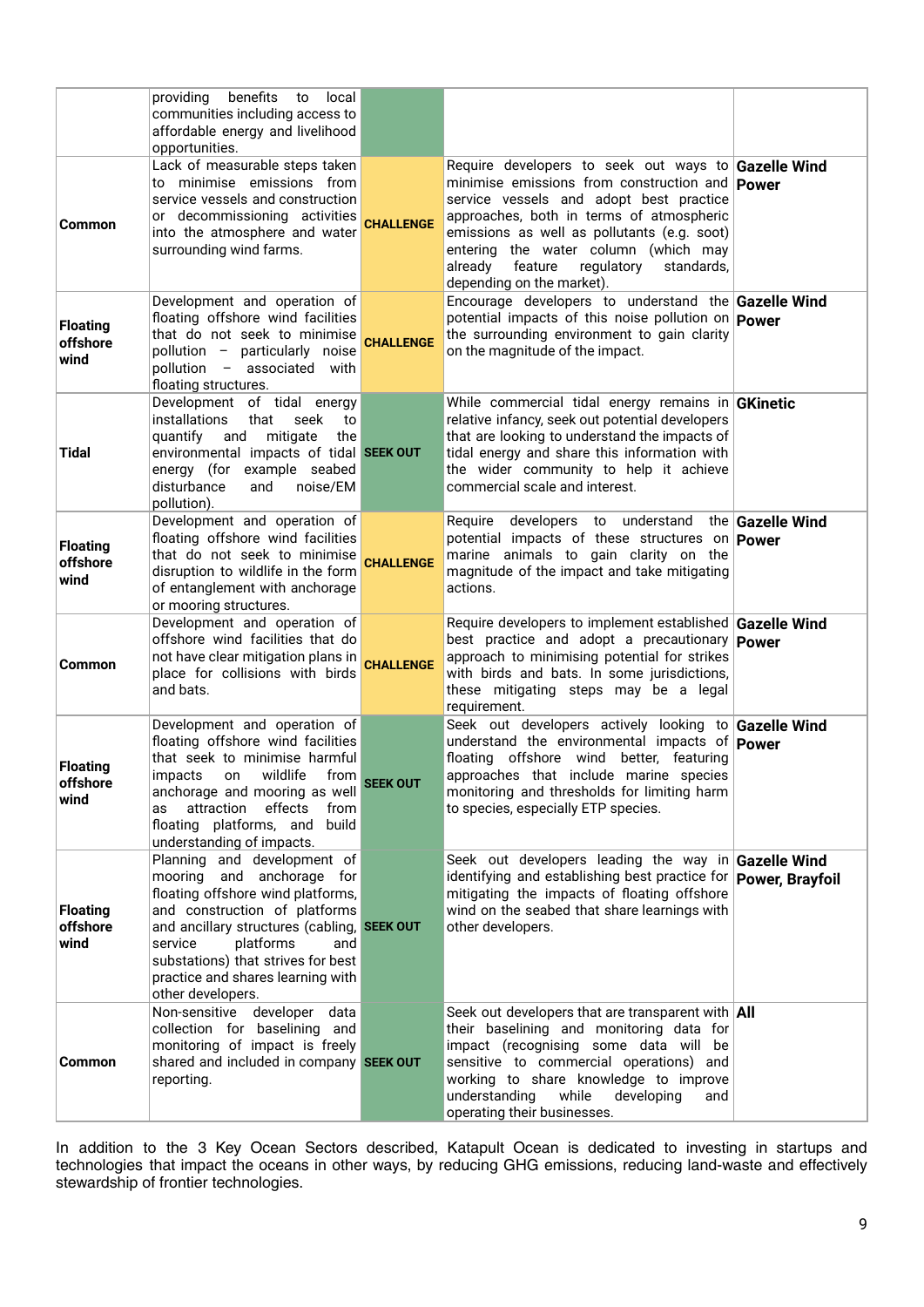|  |  |  |  |  |
|---|---|---|---|---|
|  | providing benefits to local communities including access to affordable energy and livelihood opportunities. |  |  |  |
| **Common** | Lack of measurable steps taken to minimise emissions from service vessels and construction or decommissioning activities into the atmosphere and water surrounding wind farms. | **CHALLENGE** | Require developers to seek out ways to minimise emissions from construction and service vessels and adopt best practice approaches, both in terms of atmospheric emissions as well as pollutants (e.g. soot) entering the water column (which may already feature regulatory standards, depending on the market). | **Gazelle Wind Power** |
| **Floating offshore wind** | Development and operation of floating offshore wind facilities that do not seek to minimise pollution – particularly noise pollution – associated with floating structures. | **CHALLENGE** | Encourage developers to understand the potential impacts of this noise pollution on the surrounding environment to gain clarity on the magnitude of the impact. | **Gazelle Wind Power** |
| **Tidal** | Development of tidal energy installations that seek to quantify and mitigate the environmental impacts of tidal energy (for example seabed disturbance and noise/EM pollution). | **SEEK OUT** | While commercial tidal energy remains in relative infancy, seek out potential developers that are looking to understand the impacts of tidal energy and share this information with the wider community to help it achieve commercial scale and interest. | **GKinetic** |
| **Floating offshore wind** | Development and operation of floating offshore wind facilities that do not seek to minimise disruption to wildlife in the form of entanglement with anchorage or mooring structures. | **CHALLENGE** | Require developers to understand the potential impacts of these structures on marine animals to gain clarity on the magnitude of the impact and take mitigating actions. | **Gazelle Wind Power** |
| **Common** | Development and operation of offshore wind facilities that do not have clear mitigation plans in place for collisions with birds and bats. | **CHALLENGE** | Require developers to implement established best practice and adopt a precautionary approach to minimising potential for strikes with birds and bats. In some jurisdictions, these mitigating steps may be a legal requirement. | **Gazelle Wind Power** |
| **Floating offshore wind** | Development and operation of floating offshore wind facilities that seek to minimise harmful impacts on wildlife from anchorage and mooring as well as attraction effects from floating platforms, and build understanding of impacts. | **SEEK OUT** | Seek out developers actively looking to understand the environmental impacts of floating offshore wind better, featuring approaches that include marine species monitoring and thresholds for limiting harm to species, especially ETP species. | **Gazelle Wind Power** |
| **Floating offshore wind** | Planning and development of mooring and anchorage for floating offshore wind platforms, and construction of platforms and ancillary structures (cabling, service platforms and substations) that strives for best practice and shares learning with other developers. | **SEEK OUT** | Seek out developers leading the way in identifying and establishing best practice for mitigating the impacts of floating offshore wind on the seabed that share learnings with other developers. | **Gazelle Wind Power, Brayfoil** |
| **Common** | Non-sensitive developer data collection for baselining and monitoring of impact is freely shared and included in company reporting. | **SEEK OUT** | Seek out developers that are transparent with their baselining and monitoring data for impact (recognising some data will be sensitive to commercial operations) and working to share knowledge to improve understanding while developing and operating their businesses. | **All** |

In addition to the 3 Key Ocean Sectors described, Katapult Ocean is dedicated to investing in startups and technologies that impact the oceans in other ways, by reducing GHG emissions, reducing land-waste and effectively stewardship of frontier technologies.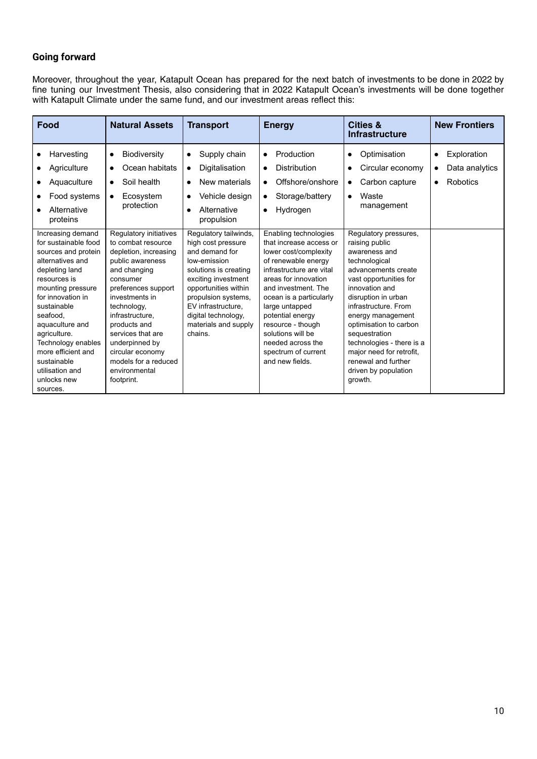**Going forward**

Moreover, throughout the year, Katapult Ocean has prepared for the next batch of investments to be done in 2022 by fine tuning our Investment Thesis, also considering that in 2022 Katapult Ocean's investments will be done together with Katapult Climate under the same fund, and our investment areas reflect this:

| Food | Natural Assets | Transport | Energy | Cities & Infrastructure | New Frontiers |
|---|---|---|---|---|---|
| • Harvesting<br>• Agriculture<br>• Aquaculture<br>• Food systems<br>• Alternative proteins | • Biodiversity<br>• Ocean habitats<br>• Soil health<br>• Ecosystem protection | • Supply chain<br>• Digitalisation<br>• New materials<br>• Vehicle design<br>• Alternative propulsion | • Production<br>• Distribution<br>• Offshore/onshore<br>• Storage/battery<br>• Hydrogen | • Optimisation<br>• Circular economy<br>• Carbon capture<br>• Waste management | • Exploration<br>• Data analytics<br>• Robotics |
| Increasing demand for sustainable food sources and protein alternatives and depleting land resources is mounting pressure for innovation in sustainable seafood, aquaculture and agriculture. Technology enables more efficient and sustainable utilisation and unlocks new sources. | Regulatory initiatives to combat resource depletion, increasing public awareness and changing consumer preferences support investments in technology, infrastructure, products and services that are underpinned by circular economy models for a reduced environmental footprint. | Regulatory tailwinds, high cost pressure and demand for low-emission solutions is creating exciting investment opportunities within propulsion systems, EV infrastructure, digital technology, materials and supply chains. | Enabling technologies that increase access or lower cost/complexity of renewable energy infrastructure are vital areas for innovation and investment. The ocean is a particularly large untapped potential energy resource - though solutions will be needed across the spectrum of current and new fields. | Regulatory pressures, raising public awareness and technological advancements create vast opportunities for innovation and disruption in urban infrastructure. From energy management optimisation to carbon sequestration technologies - there is a major need for retrofit, renewal and further driven by population growth. | |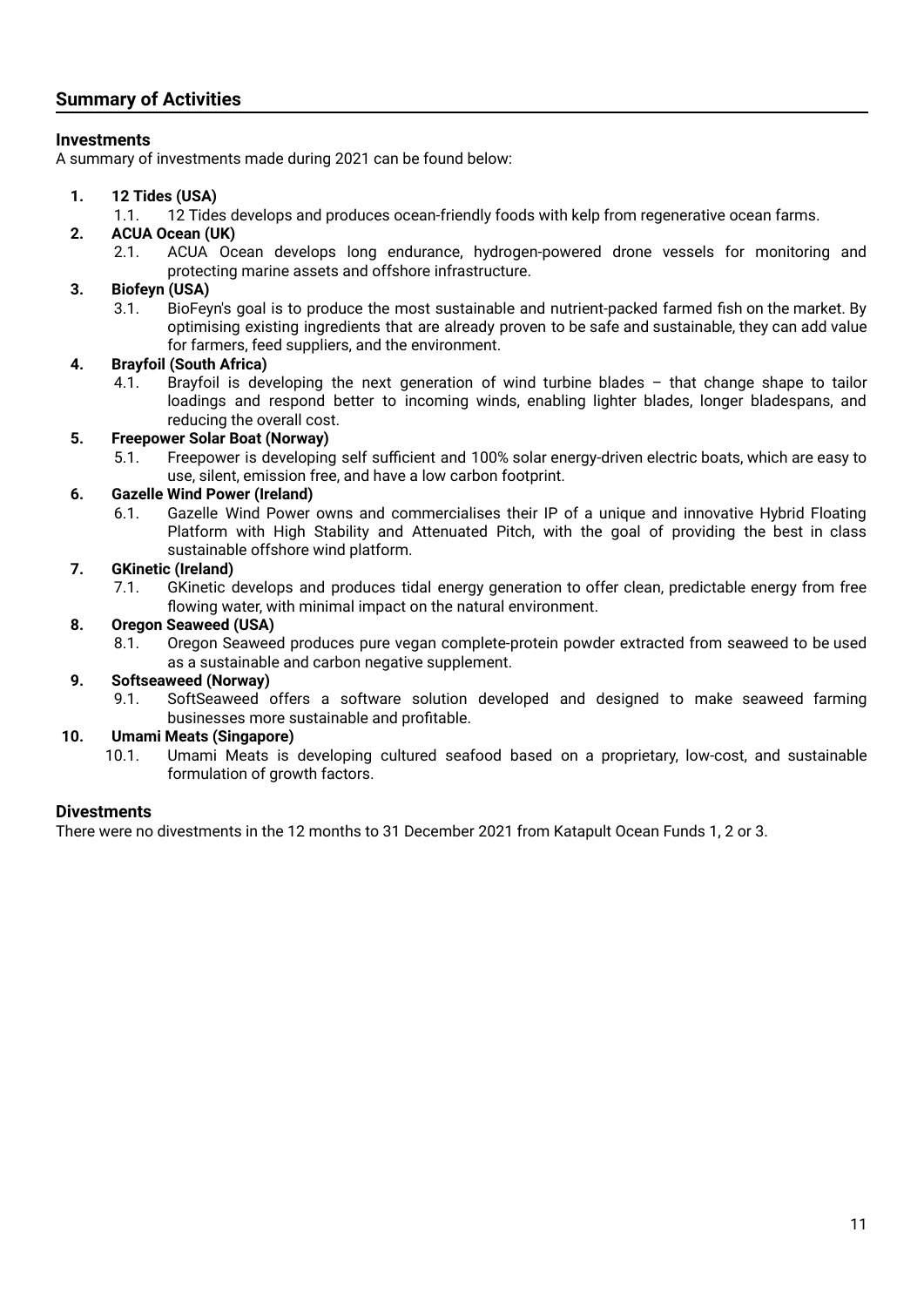## Summary of Activities

### Investments

A summary of investments made during 2021 can be found below:

1. **12 Tides (USA)**
   1.1. 12 Tides develops and produces ocean-friendly foods with kelp from regenerative ocean farms.
2. **ACUA Ocean (UK)**
   2.1. ACUA Ocean develops long endurance, hydrogen-powered drone vessels for monitoring and protecting marine assets and offshore infrastructure.
3. **Biofeyn (USA)**
   3.1. BioFeyn's goal is to produce the most sustainable and nutrient-packed farmed fish on the market. By optimising existing ingredients that are already proven to be safe and sustainable, they can add value for farmers, feed suppliers, and the environment.
4. **Brayfoil (South Africa)**
   4.1. Brayfoil is developing the next generation of wind turbine blades – that change shape to tailor loadings and respond better to incoming winds, enabling lighter blades, longer bladespans, and reducing the overall cost.
5. **Freepower Solar Boat (Norway)**
   5.1. Freepower is developing self sufficient and 100% solar energy-driven electric boats, which are easy to use, silent, emission free, and have a low carbon footprint.
6. **Gazelle Wind Power (Ireland)**
   6.1. Gazelle Wind Power owns and commercialises their IP of a unique and innovative Hybrid Floating Platform with High Stability and Attenuated Pitch, with the goal of providing the best in class sustainable offshore wind platform.
7. **GKinetic (Ireland)**
   7.1. GKinetic develops and produces tidal energy generation to offer clean, predictable energy from free flowing water, with minimal impact on the natural environment.
8. **Oregon Seaweed (USA)**
   8.1. Oregon Seaweed produces pure vegan complete-protein powder extracted from seaweed to be used as a sustainable and carbon negative supplement.
9. **Softseaweed (Norway)**
   9.1. SoftSeaweed offers a software solution developed and designed to make seaweed farming businesses more sustainable and profitable.
10. **Umami Meats (Singapore)**
    10.1. Umami Meats is developing cultured seafood based on a proprietary, low-cost, and sustainable formulation of growth factors.

### Divestments

There were no divestments in the 12 months to 31 December 2021 from Katapult Ocean Funds 1, 2 or 3.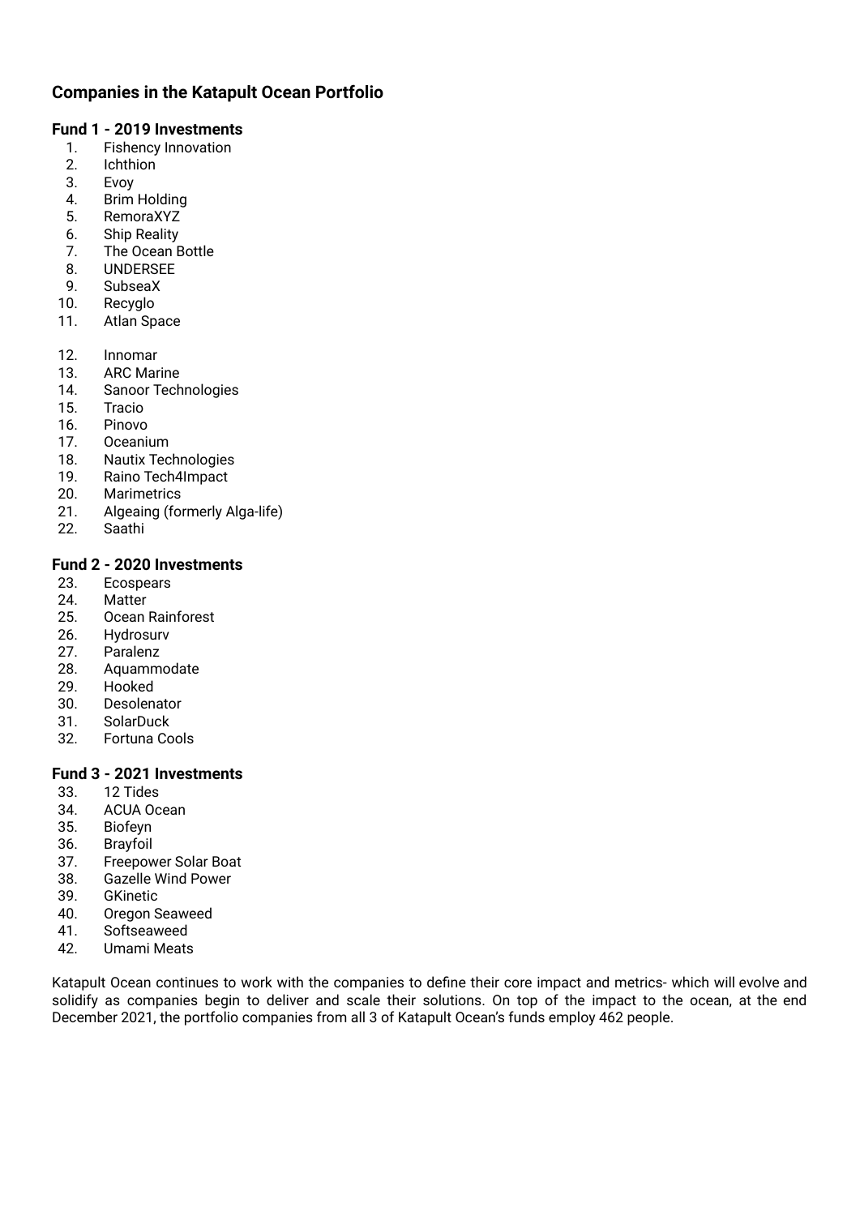## Companies in the Katapult Ocean Portfolio

### Fund 1 - 2019 Investments

1. Fishency Innovation
2. Ichthion
3. Evoy
4. Brim Holding
5. RemoraXYZ
6. Ship Reality
7. The Ocean Bottle
8. UNDERSEE
9. SubseaX
10. Recyglo
11. Atlan Space

12. Innomar
13. ARC Marine
14. Sanoor Technologies
15. Tracio
16. Pinovo
17. Oceanium
18. Nautix Technologies
19. Raino Tech4Impact
20. Marimetrics
21. Algeaing (formerly Alga-life)
22. Saathi

### Fund 2 - 2020 Investments

23. Ecospears
24. Matter
25. Ocean Rainforest
26. Hydrosurv
27. Paralenz
28. Aquammodate
29. Hooked
30. Desolenator
31. SolarDuck
32. Fortuna Cools

### Fund 3 - 2021 Investments

33. 12 Tides
34. ACUA Ocean
35. Biofeyn
36. Brayfoil
37. Freepower Solar Boat
38. Gazelle Wind Power
39. GKinetic
40. Oregon Seaweed
41. Softseaweed
42. Umami Meats

Katapult Ocean continues to work with the companies to define their core impact and metrics- which will evolve and solidify as companies begin to deliver and scale their solutions. On top of the impact to the ocean, at the end December 2021, the portfolio companies from all 3 of Katapult Ocean's funds employ 462 people.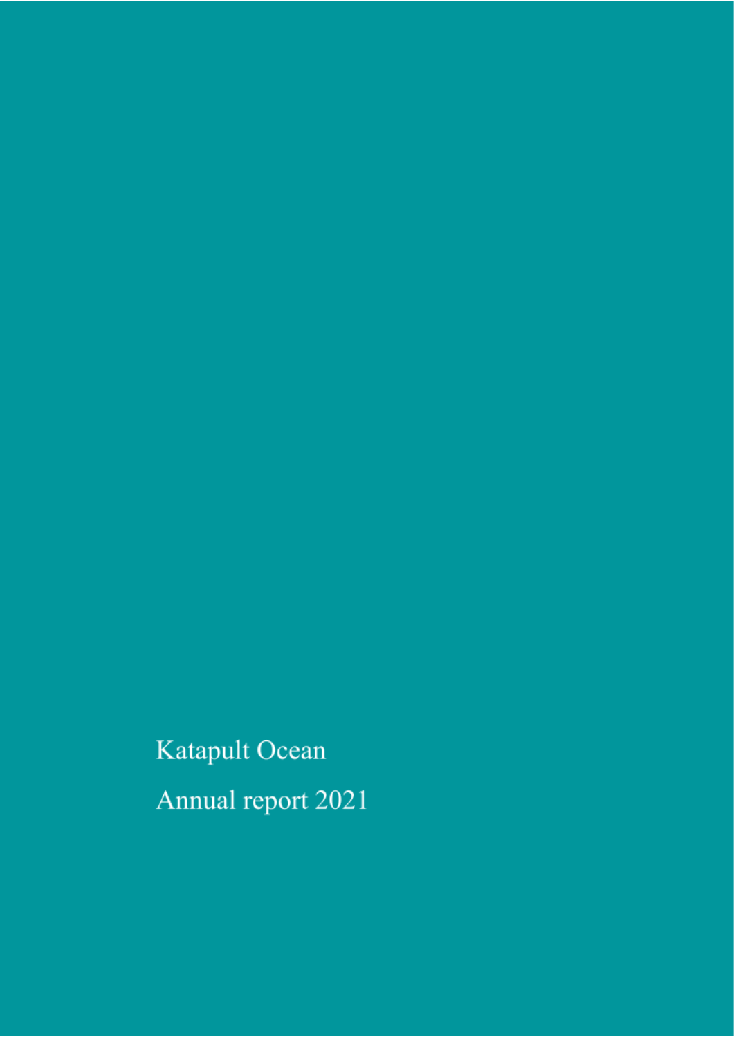Katapult Ocean

Annual report 2021